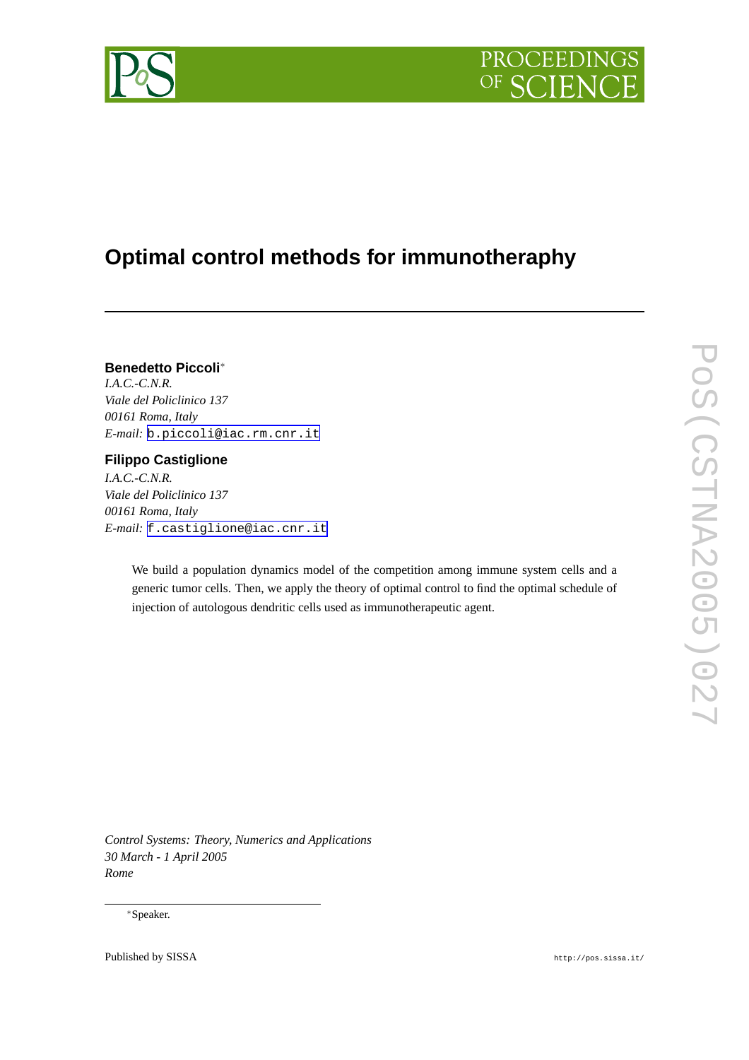# Optimal control methods for immunotheraphy

**Benedetto Piccoli***
*I.A.C.-C.N.R.*
*Viale del Policlinico 137*
*00161 Roma, Italy*
*E-mail:* b.piccoli@iac.rm.cnr.it

**Filippo Castiglione**
*I.A.C.-C.N.R.*
*Viale del Policlinico 137*
*00161 Roma, Italy*
*E-mail:* f.castiglione@iac.cnr.it

We build a population dynamics model of the competition among immune system cells and a generic tumor cells. Then, we apply the theory of optimal control to find the optimal schedule of injection of autologous dendritic cells used as immunotherapeutic agent.

*Control Systems: Theory, Numerics and Applications*
*30 March - 1 April 2005*
*Rome*

*Speaker.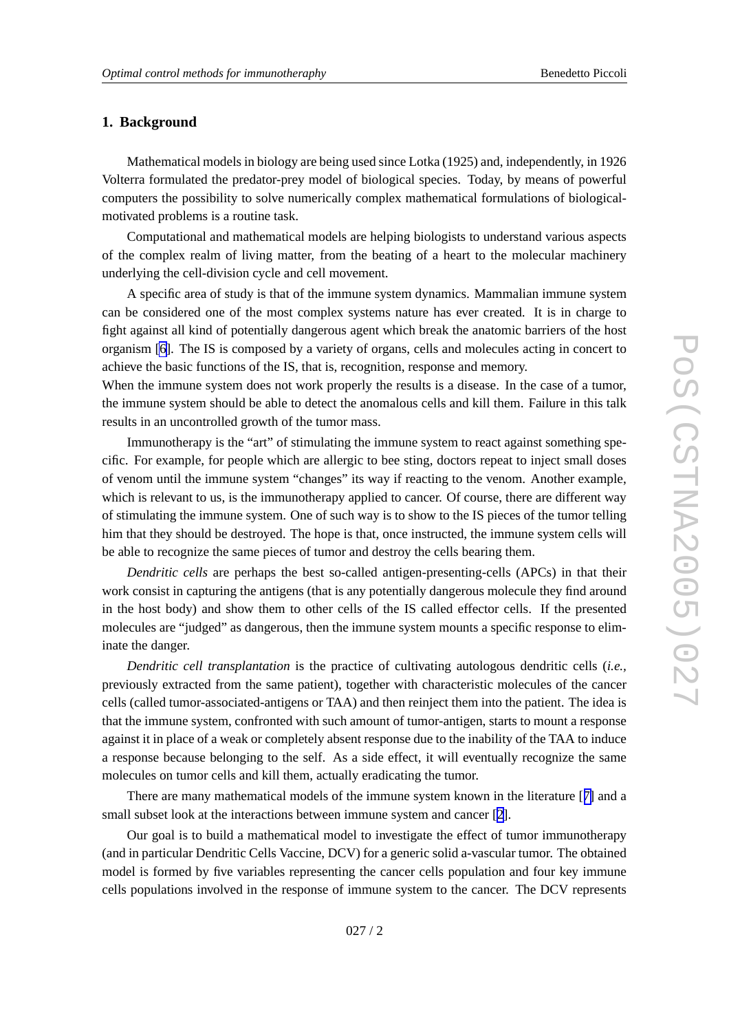## 1. Background

Mathematical models in biology are being used since Lotka (1925) and, independently, in 1926 Volterra formulated the predator-prey model of biological species. Today, by means of powerful computers the possibility to solve numerically complex mathematical formulations of biological-motivated problems is a routine task.

Computational and mathematical models are helping biologists to understand various aspects of the complex realm of living matter, from the beating of a heart to the molecular machinery underlying the cell-division cycle and cell movement.

A specific area of study is that of the immune system dynamics. Mammalian immune system can be considered one of the most complex systems nature has ever created. It is in charge to fight against all kind of potentially dangerous agent which break the anatomic barriers of the host organism [6]. The IS is composed by a variety of organs, cells and molecules acting in concert to achieve the basic functions of the IS, that is, recognition, response and memory.
When the immune system does not work properly the results is a disease. In the case of a tumor, the immune system should be able to detect the anomalous cells and kill them. Failure in this talk results in an uncontrolled growth of the tumor mass.

Immunotherapy is the "art" of stimulating the immune system to react against something specific. For example, for people which are allergic to bee sting, doctors repeat to inject small doses of venom until the immune system "changes" its way if reacting to the venom. Another example, which is relevant to us, is the immunotherapy applied to cancer. Of course, there are different way of stimulating the immune system. One of such way is to show to the IS pieces of the tumor telling him that they should be destroyed. The hope is that, once instructed, the immune system cells will be able to recognize the same pieces of tumor and destroy the cells bearing them.

*Dendritic cells* are perhaps the best so-called antigen-presenting-cells (APCs) in that their work consist in capturing the antigens (that is any potentially dangerous molecule they find around in the host body) and show them to other cells of the IS called effector cells. If the presented molecules are "judged" as dangerous, then the immune system mounts a specific response to eliminate the danger.

*Dendritic cell transplantation* is the practice of cultivating autologous dendritic cells (*i.e.*, previously extracted from the same patient), together with characteristic molecules of the cancer cells (called tumor-associated-antigens or TAA) and then reinject them into the patient. The idea is that the immune system, confronted with such amount of tumor-antigen, starts to mount a response against it in place of a weak or completely absent response due to the inability of the TAA to induce a response because belonging to the self. As a side effect, it will eventually recognize the same molecules on tumor cells and kill them, actually eradicating the tumor.

There are many mathematical models of the immune system known in the literature [7] and a small subset look at the interactions between immune system and cancer [2].

Our goal is to build a mathematical model to investigate the effect of tumor immunotherapy (and in particular Dendritic Cells Vaccine, DCV) for a generic solid a-vascular tumor. The obtained model is formed by five variables representing the cancer cells population and four key immune cells populations involved in the response of immune system to the cancer. The DCV represents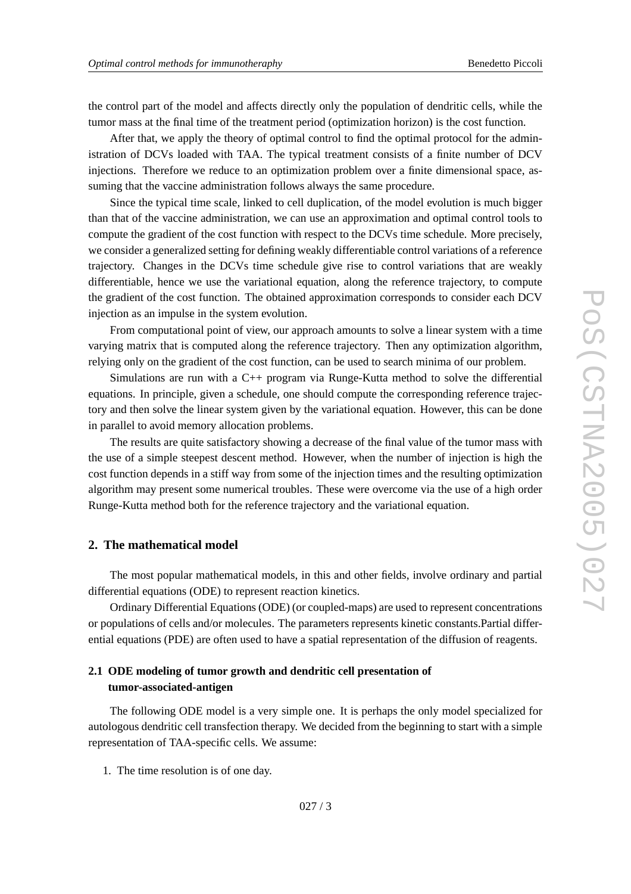the control part of the model and affects directly only the population of dendritic cells, while the tumor mass at the final time of the treatment period (optimization horizon) is the cost function.

After that, we apply the theory of optimal control to find the optimal protocol for the administration of DCVs loaded with TAA. The typical treatment consists of a finite number of DCV injections. Therefore we reduce to an optimization problem over a finite dimensional space, assuming that the vaccine administration follows always the same procedure.

Since the typical time scale, linked to cell duplication, of the model evolution is much bigger than that of the vaccine administration, we can use an approximation and optimal control tools to compute the gradient of the cost function with respect to the DCVs time schedule. More precisely, we consider a generalized setting for defining weakly differentiable control variations of a reference trajectory. Changes in the DCVs time schedule give rise to control variations that are weakly differentiable, hence we use the variational equation, along the reference trajectory, to compute the gradient of the cost function. The obtained approximation corresponds to consider each DCV injection as an impulse in the system evolution.

From computational point of view, our approach amounts to solve a linear system with a time varying matrix that is computed along the reference trajectory. Then any optimization algorithm, relying only on the gradient of the cost function, can be used to search minima of our problem.

Simulations are run with a C++ program via Runge-Kutta method to solve the differential equations. In principle, given a schedule, one should compute the corresponding reference trajectory and then solve the linear system given by the variational equation. However, this can be done in parallel to avoid memory allocation problems.

The results are quite satisfactory showing a decrease of the final value of the tumor mass with the use of a simple steepest descent method. However, when the number of injection is high the cost function depends in a stiff way from some of the injection times and the resulting optimization algorithm may present some numerical troubles. These were overcome via the use of a high order Runge-Kutta method both for the reference trajectory and the variational equation.

## 2. The mathematical model

The most popular mathematical models, in this and other fields, involve ordinary and partial differential equations (ODE) to represent reaction kinetics.

Ordinary Differential Equations (ODE) (or coupled-maps) are used to represent concentrations or populations of cells and/or molecules. The parameters represents kinetic constants.Partial differential equations (PDE) are often used to have a spatial representation of the diffusion of reagents.

### 2.1 ODE modeling of tumor growth and dendritic cell presentation of tumor-associated-antigen

The following ODE model is a very simple one. It is perhaps the only model specialized for autologous dendritic cell transfection therapy. We decided from the beginning to start with a simple representation of TAA-specific cells. We assume:

1. The time resolution is of one day.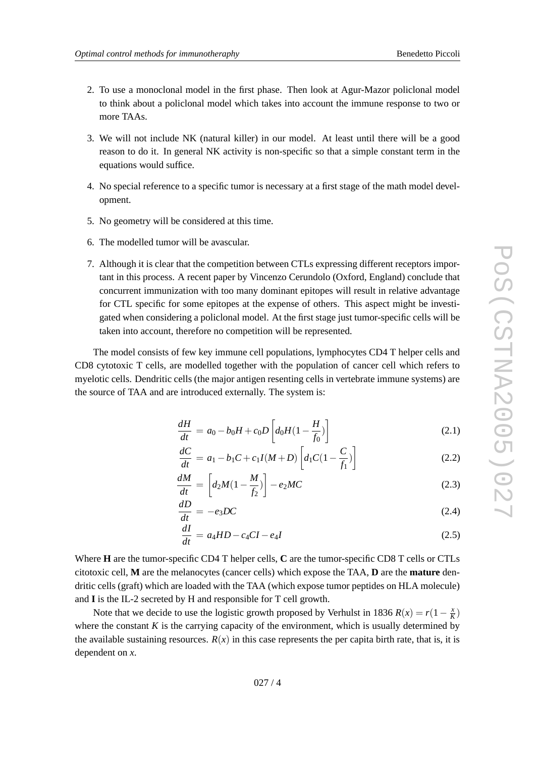2. To use a monoclonal model in the first phase. Then look at Agur-Mazor policlonal model to think about a policlonal model which takes into account the immune response to two or more TAAs.

3. We will not include NK (natural killer) in our model. At least until there will be a good reason to do it. In general NK activity is non-specific so that a simple constant term in the equations would suffice.

4. No special reference to a specific tumor is necessary at a first stage of the math model development.

5. No geometry will be considered at this time.

6. The modelled tumor will be avascular.

7. Although it is clear that the competition between CTLs expressing different receptors important in this process. A recent paper by Vincenzo Cerundolo (Oxford, England) conclude that concurrent immunization with too many dominant epitopes will result in relative advantage for CTL specific for some epitopes at the expense of others. This aspect might be investigated when considering a policlonal model. At the first stage just tumor-specific cells will be taken into account, therefore no competition will be represented.

The model consists of few key immune cell populations, lymphocytes CD4 T helper cells and CD8 cytotoxic T cells, are modelled together with the population of cancer cell which refers to myelotic cells. Dendritic cells (the major antigen resenting cells in vertebrate immune systems) are the source of TAA and are introduced externally. The system is:

$$\frac{dH}{dt} = a_0 - b_0 H + c_0 D \left[ d_0 H (1 - \frac{H}{f_0}) \right] \tag{2.1}$$

$$\frac{dC}{dt} = a_1 - b_1 C + c_1 I (M + D) \left[ d_1 C (1 - \frac{C}{f_1}) \right] \tag{2.2}$$

$$\frac{dM}{dt} = \left[ d_2 M (1 - \frac{M}{f_2}) \right] - e_2 MC \tag{2.3}$$

$$\frac{dD}{dt} = -e_3 DC \tag{2.4}$$

$$\frac{dI}{dt} = a_4 HD - c_4 CI - e_4 I \tag{2.5}$$

Where **H** are the tumor-specific CD4 T helper cells, **C** are the tumor-specific CD8 T cells or CTLs citotoxic cell, **M** are the melanocytes (cancer cells) which expose the TAA, **D** are the **mature** dendritic cells (graft) which are loaded with the TAA (which expose tumor peptides on HLA molecule) and **I** is the IL-2 secreted by H and responsible for T cell growth.

Note that we decide to use the logistic growth proposed by Verhulst in 1836 $R(x) = r(1 - \frac{x}{K})$ where the constant $K$ is the carrying capacity of the environment, which is usually determined by the available sustaining resources. $R(x)$ in this case represents the per capita birth rate, that is, it is dependent on $x$.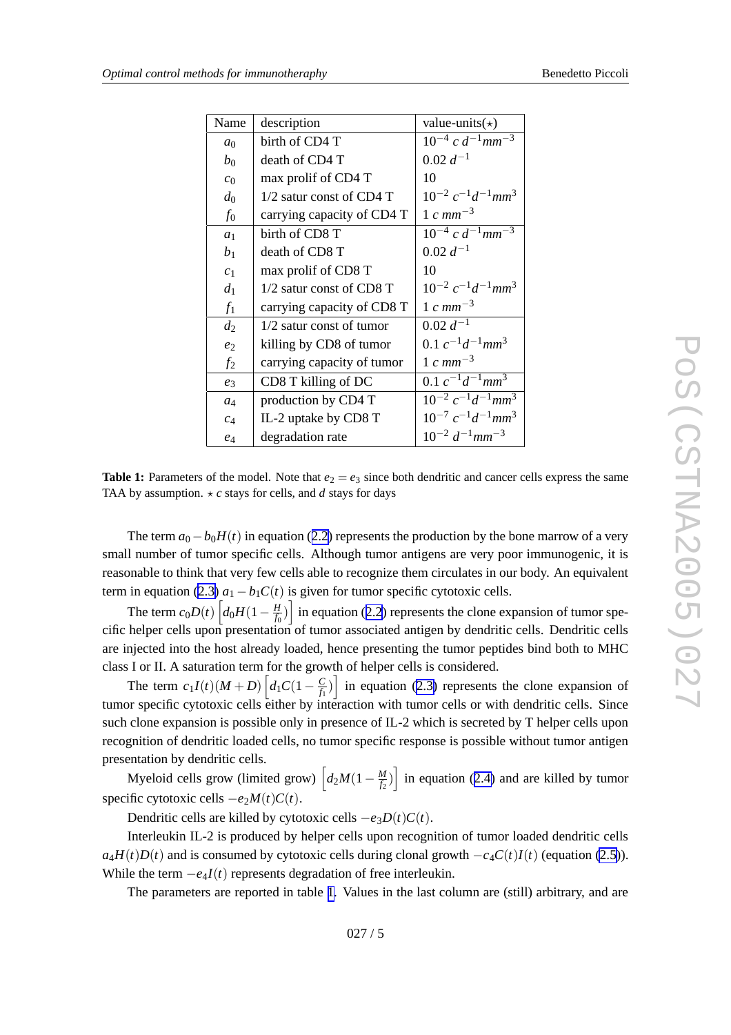| Name | description | value-units(⋆) |
|---|---|---|
| $a_0$ | birth of CD4 T | $10^{-4}\ c\, d^{-1} mm^{-3}$ |
| $b_0$ | death of CD4 T | $0.02\ d^{-1}$ |
| $c_0$ | max prolif of CD4 T | 10 |
| $d_0$ | 1/2 satur const of CD4 T | $10^{-2}\ c^{-1} d^{-1} mm^{3}$ |
| $f_0$ | carrying capacity of CD4 T | $1\ c\ mm^{-3}$ |
| $a_1$ | birth of CD8 T | $10^{-4}\ c\, d^{-1} mm^{-3}$ |
| $b_1$ | death of CD8 T | $0.02\ d^{-1}$ |
| $c_1$ | max prolif of CD8 T | 10 |
| $d_1$ | 1/2 satur const of CD8 T | $10^{-2}\ c^{-1} d^{-1} mm^{3}$ |
| $f_1$ | carrying capacity of CD8 T | $1\ c\ mm^{-3}$ |
| $d_2$ | 1/2 satur const of tumor | $0.02\ d^{-1}$ |
| $e_2$ | killing by CD8 of tumor | $0.1\ c^{-1} d^{-1} mm^{3}$ |
| $f_2$ | carrying capacity of tumor | $1\ c\ mm^{-3}$ |
| $e_3$ | CD8 T killing of DC | $0.1\ c^{-1} d^{-1} mm^{3}$ |
| $a_4$ | production by CD4 T | $10^{-2}\ c^{-1} d^{-1} mm^{3}$ |
| $c_4$ | IL-2 uptake by CD8 T | $10^{-7}\ c^{-1} d^{-1} mm^{3}$ |
| $e_4$ | degradation rate | $10^{-2}\ d^{-1} mm^{-3}$ |

**Table 1:** Parameters of the model. Note that $e_2 = e_3$ since both dendritic and cancer cells express the same TAA by assumption. ⋆ $c$ stays for cells, and $d$ stays for days

The term $a_0 - b_0 H(t)$ in equation (2.2) represents the production by the bone marrow of a very small number of tumor specific cells. Although tumor antigens are very poor immunogenic, it is reasonable to think that very few cells able to recognize them circulates in our body. An equivalent term in equation (2.3) $a_1 - b_1 C(t)$ is given for tumor specific cytotoxic cells.

The term $c_0 D(t)\left[d_0 H(1 - \frac{H}{f_0})\right]$ in equation (2.2) represents the clone expansion of tumor specific helper cells upon presentation of tumor associated antigen by dendritic cells. Dendritic cells are injected into the host already loaded, hence presenting the tumor peptides bind both to MHC class I or II. A saturation term for the growth of helper cells is considered.

The term $c_1 I(t)(M + D)\left[d_1 C(1 - \frac{C}{f_1})\right]$ in equation (2.3) represents the clone expansion of tumor specific cytotoxic cells either by interaction with tumor cells or with dendritic cells. Since such clone expansion is possible only in presence of IL-2 which is secreted by T helper cells upon recognition of dendritic loaded cells, no tumor specific response is possible without tumor antigen presentation by dendritic cells.

Myeloid cells grow (limited grow) $\left[d_2 M(1 - \frac{M}{f_2})\right]$ in equation (2.4) and are killed by tumor specific cytotoxic cells $-e_2 M(t) C(t)$.

Dendritic cells are killed by cytotoxic cells $-e_3 D(t) C(t)$.

Interleukin IL-2 is produced by helper cells upon recognition of tumor loaded dendritic cells $a_4 H(t) D(t)$ and is consumed by cytotoxic cells during clonal growth $-c_4 C(t) I(t)$ (equation (2.5)). While the term $-e_4 I(t)$ represents degradation of free interleukin.

The parameters are reported in table 1. Values in the last column are (still) arbitrary, and are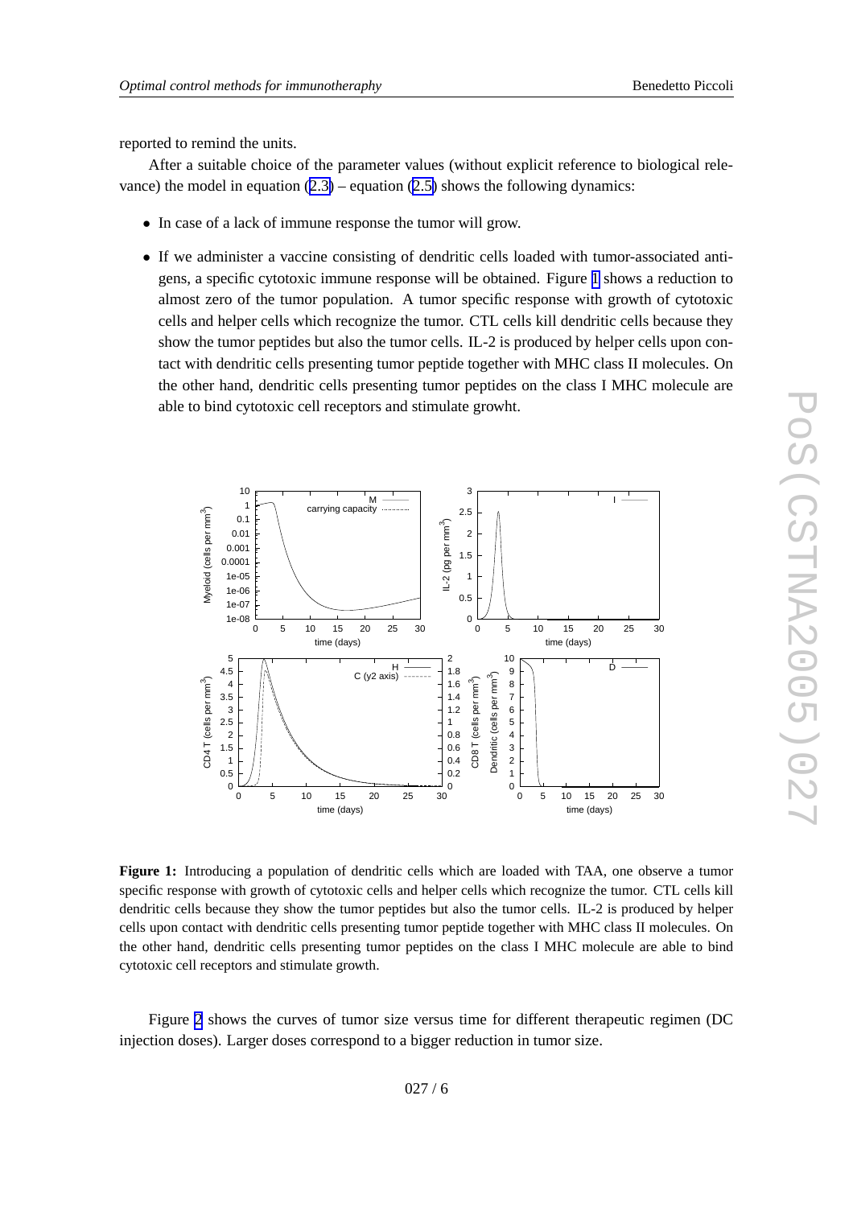reported to remind the units.

After a suitable choice of the parameter values (without explicit reference to biological relevance) the model in equation (2.3) – equation (2.5) shows the following dynamics:

- In case of a lack of immune response the tumor will grow.
- If we administer a vaccine consisting of dendritic cells loaded with tumor-associated antigens, a specific cytotoxic immune response will be obtained. Figure 1 shows a reduction to almost zero of the tumor population. A tumor specific response with growth of cytotoxic cells and helper cells which recognize the tumor. CTL cells kill dendritic cells because they show the tumor peptides but also the tumor cells. IL-2 is produced by helper cells upon contact with dendritic cells presenting tumor peptide together with MHC class II molecules. On the other hand, dendritic cells presenting tumor peptides on the class I MHC molecule are able to bind cytotoxic cell receptors and stimulate growht.

**Figure 1:** Introducing a population of dendritic cells which are loaded with TAA, one observe a tumor specific response with growth of cytotoxic cells and helper cells which recognize the tumor. CTL cells kill dendritic cells because they show the tumor peptides but also the tumor cells. IL-2 is produced by helper cells upon contact with dendritic cells presenting tumor peptide together with MHC class II molecules. On the other hand, dendritic cells presenting tumor peptides on the class I MHC molecule are able to bind cytotoxic cell receptors and stimulate growth.

Figure 2 shows the curves of tumor size versus time for different therapeutic regimen (DC injection doses). Larger doses correspond to a bigger reduction in tumor size.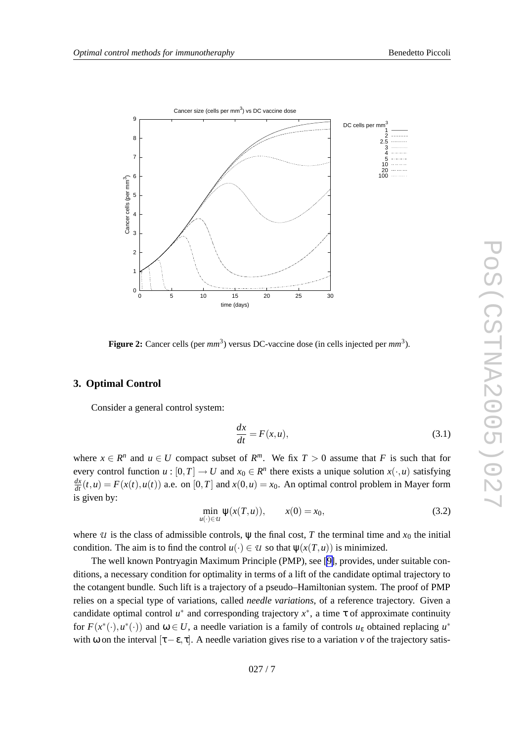Figure 2: Cancer cells (per $mm^3$) versus DC-vaccine dose (in cells injected per $mm^3$).

## 3. Optimal Control

Consider a general control system:

$$\frac{dx}{dt} = F(x,u), \tag{3.1}$$

where $x \in R^n$ and $u \in U$ compact subset of $R^m$. We fix $T > 0$ assume that $F$ is such that for every control function $u : [0,T] \to U$ and $x_0 \in R^n$ there exists a unique solution $x(\cdot,u)$ satisfying $\frac{dx}{dt}(t,u) = F(x(t),u(t))$ a.e. on $[0,T]$ and $x(0,u) = x_0$. An optimal control problem in Mayer form is given by:

$$\min_{u(\cdot)\in\mathcal{U}} \psi(x(T,u)), \qquad x(0) = x_0, \tag{3.2}$$

where $\mathcal{U}$ is the class of admissible controls, $\psi$ the final cost, $T$ the terminal time and $x_0$ the initial condition. The aim is to find the control $u(\cdot) \in \mathcal{U}$ so that $\psi(x(T,u))$ is minimized.

The well known Pontryagin Maximum Principle (PMP), see [9], provides, under suitable conditions, a necessary condition for optimality in terms of a lift of the candidate optimal trajectory to the cotangent bundle. Such lift is a trajectory of a pseudo–Hamiltonian system. The proof of PMP relies on a special type of variations, called *needle variations*, of a reference trajectory. Given a candidate optimal control $u^*$ and corresponding trajectory $x^*$, a time $\tau$ of approximate continuity for $F(x^*(\cdot),u^*(\cdot))$ and $\omega \in U$, a needle variation is a family of controls $u_\varepsilon$ obtained replacing $u^*$ with $\omega$ on the interval $[\tau-\varepsilon,\tau]$. A needle variation gives rise to a variation $v$ of the trajectory satis-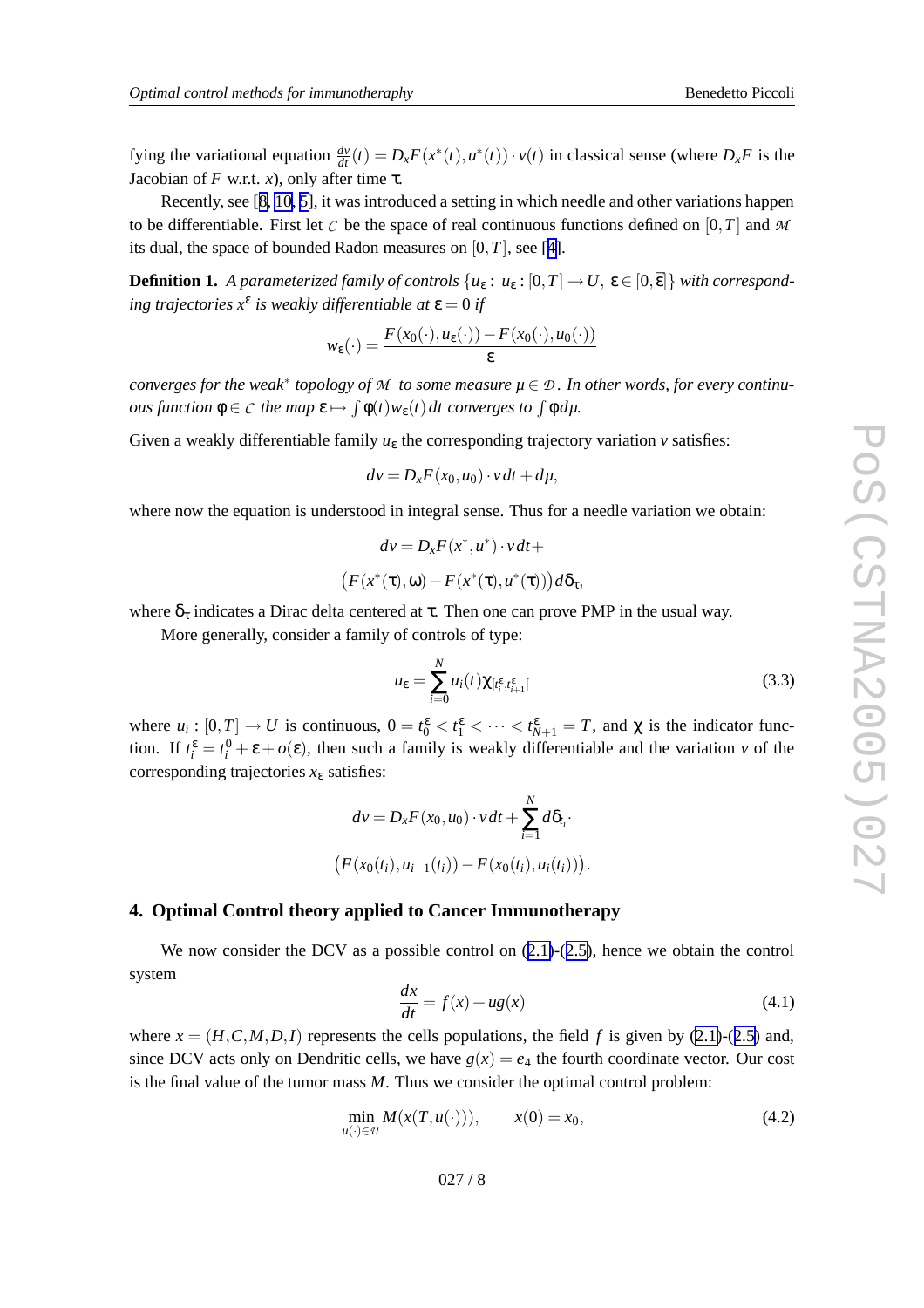fying the variational equation $\frac{dv}{dt}(t) = D_x F(x^*(t), u^*(t)) \cdot v(t)$ in classical sense (where $D_x F$ is the Jacobian of $F$ w.r.t. $x$), only after time $\tau$.

Recently, see [8, 10, 5], it was introduced a setting in which needle and other variations happen to be differentiable. First let $\mathcal{C}$ be the space of real continuous functions defined on $[0,T]$ and $\mathcal{M}$ its dual, the space of bounded Radon measures on $[0,T]$, see [4].

**Definition 1.** *A parameterized family of controls* $\{u_\varepsilon : u_\varepsilon : [0,T] \to U,\ \varepsilon \in [0,\bar{\varepsilon}]\}$ *with corresponding trajectories* $x^\varepsilon$ *is weakly differentiable at* $\varepsilon = 0$ *if*

$$w_\varepsilon(\cdot) = \frac{F(x_0(\cdot), u_\varepsilon(\cdot)) - F(x_0(\cdot), u_0(\cdot))}{\varepsilon}$$

*converges for the weak$^*$ topology of* $\mathcal{M}$ *to some measure* $\mu \in \mathcal{D}$*. In other words, for every continuous function* $\varphi \in \mathcal{C}$ *the map* $\varepsilon \mapsto \int \varphi(t) w_\varepsilon(t)\, dt$ *converges to* $\int \varphi d\mu$*.*

Given a weakly differentiable family $u_\varepsilon$ the corresponding trajectory variation $v$ satisfies:

$$dv = D_x F(x_0, u_0) \cdot v\, dt + d\mu,$$

where now the equation is understood in integral sense. Thus for a needle variation we obtain:

$$dv = D_x F(x^*, u^*) \cdot v\, dt +$$

$$\big(F(x^*(\tau), \omega) - F(x^*(\tau), u^*(\tau))\big)\, d\delta_\tau,$$

where $\delta_\tau$ indicates a Dirac delta centered at $\tau$. Then one can prove PMP in the usual way.

More generally, consider a family of controls of type:

$$u_\varepsilon = \sum_{i=0}^{N} u_i(t) \chi_{[t_i^\varepsilon, t_{i+1}^\varepsilon[} \tag{3.3}$$

where $u_i : [0,T] \to U$ is continuous, $0 = t_0^\varepsilon < t_1^\varepsilon < \cdots < t_{N+1}^\varepsilon = T$, and $\chi$ is the indicator function. If $t_i^\varepsilon = t_i^0 + \varepsilon + o(\varepsilon)$, then such a family is weakly differentiable and the variation $v$ of the corresponding trajectories $x_\varepsilon$ satisfies:

$$dv = D_x F(x_0, u_0) \cdot v\, dt + \sum_{i=1}^{N} d\delta_{t_i} \cdot$$

$$\big(F(x_0(t_i), u_{i-1}(t_i)) - F(x_0(t_i), u_i(t_i))\big).$$

## 4. Optimal Control theory applied to Cancer Immunotherapy

We now consider the DCV as a possible control on (2.1)-(2.5), hence we obtain the control system

$$\frac{dx}{dt} = f(x) + u g(x) \tag{4.1}$$

where $x = (H, C, M, D, I)$ represents the cells populations, the field $f$ is given by (2.1)-(2.5) and, since DCV acts only on Dendritic cells, we have $g(x) = e_4$ the fourth coordinate vector. Our cost is the final value of the tumor mass $M$. Thus we consider the optimal control problem:

$$\min_{u(\cdot) \in \mathcal{U}} M(x(T, u(\cdot))), \qquad x(0) = x_0, \tag{4.2}$$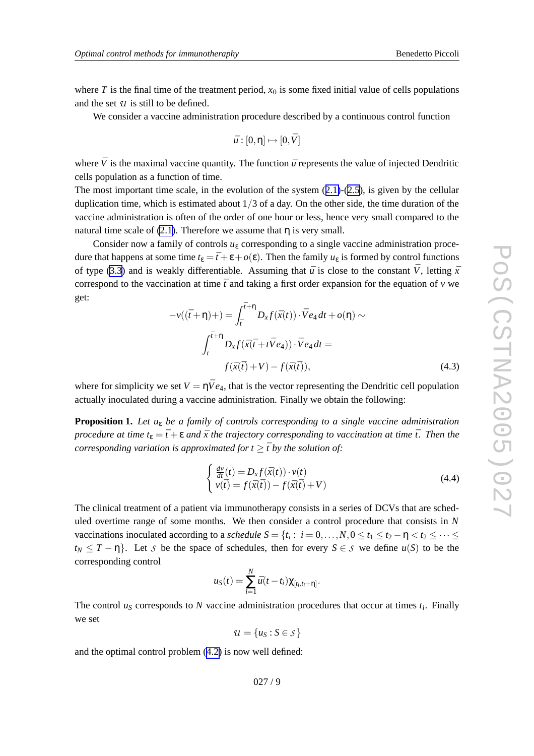where $T$ is the final time of the treatment period, $x_0$ is some fixed initial value of cells populations and the set $\mathcal{U}$ is still to be defined.

We consider a vaccine administration procedure described by a continuous control function

$$\bar{u} : [0,\eta] \mapsto [0,\bar{V}]$$

where $\bar{V}$ is the maximal vaccine quantity. The function $\bar{u}$ represents the value of injected Dendritic cells population as a function of time.

The most important time scale, in the evolution of the system (2.1)-(2.5), is given by the cellular duplication time, which is estimated about $1/3$ of a day. On the other side, the time duration of the vaccine administration is often of the order of one hour or less, hence very small compared to the natural time scale of (2.1). Therefore we assume that $\eta$ is very small.

Consider now a family of controls $u_\varepsilon$ corresponding to a single vaccine administration procedure that happens at some time $t_\varepsilon = \bar{t} + \varepsilon + o(\varepsilon)$. Then the family $u_\varepsilon$ is formed by control functions of type (3.3) and is weakly differentiable. Assuming that $\bar{u}$ is close to the constant $\bar{V}$, letting $\bar{x}$ correspond to the vaccination at time $\bar{t}$ and taking a first order expansion for the equation of $v$ we get:

$$\begin{aligned}
-v((\bar{t}+\eta)+) = \int_{\bar{t}}^{\bar{t}+\eta} D_x f(\bar{x}(t)) \cdot \bar{V} e_4 \, dt + o(\eta) \sim \\
\int_{\bar{t}}^{\bar{t}+\eta} D_x f(\bar{x}(\bar{t} + t\bar{V} e_4)) \cdot \bar{V} e_4 \, dt = \\
f(\bar{x}(\bar{t}) + V) - f(\bar{x}(\bar{t})),
\end{aligned} \tag{4.3}$$

where for simplicity we set $V = \eta \bar{V} e_4$, that is the vector representing the Dendritic cell population actually inoculated during a vaccine administration. Finally we obtain the following:

**Proposition 1.** *Let $u_\varepsilon$ be a family of controls corresponding to a single vaccine administration procedure at time $t_\varepsilon = \bar{t} + \varepsilon$ and $\bar{x}$ the trajectory corresponding to vaccination at time $\bar{t}$. Then the corresponding variation is approximated for $t \geq \bar{t}$ by the solution of:*

$$\begin{cases} \frac{dv}{dt}(t) = D_x f(\bar{x}(t)) \cdot v(t) \\ v(\bar{t}) = f(\bar{x}(\bar{t})) - f(\bar{x}(\bar{t}) + V) \end{cases} \tag{4.4}$$

The clinical treatment of a patient via immunotherapy consists in a series of DCVs that are scheduled overtime range of some months. We then consider a control procedure that consists in $N$ vaccinations inoculated according to a *schedule* $S = \{t_i : \ i = 0,\dots,N, 0 \leq t_1 \leq t_2 - \eta < t_2 \leq \dots \leq t_N \leq T - \eta\}$. Let $\mathcal{S}$ be the space of schedules, then for every $S \in \mathcal{S}$ we define $u(S)$ to be the corresponding control

$$u_S(t) = \sum_{i=1}^{N} \bar{u}(t - t_i) \chi_{[t_i, t_i+\eta]}.$$

The control $u_S$ corresponds to $N$ vaccine administration procedures that occur at times $t_i$. Finally we set

$$\mathcal{U} = \{u_S : S \in \mathcal{S}\}$$

and the optimal control problem (4.2) is now well defined: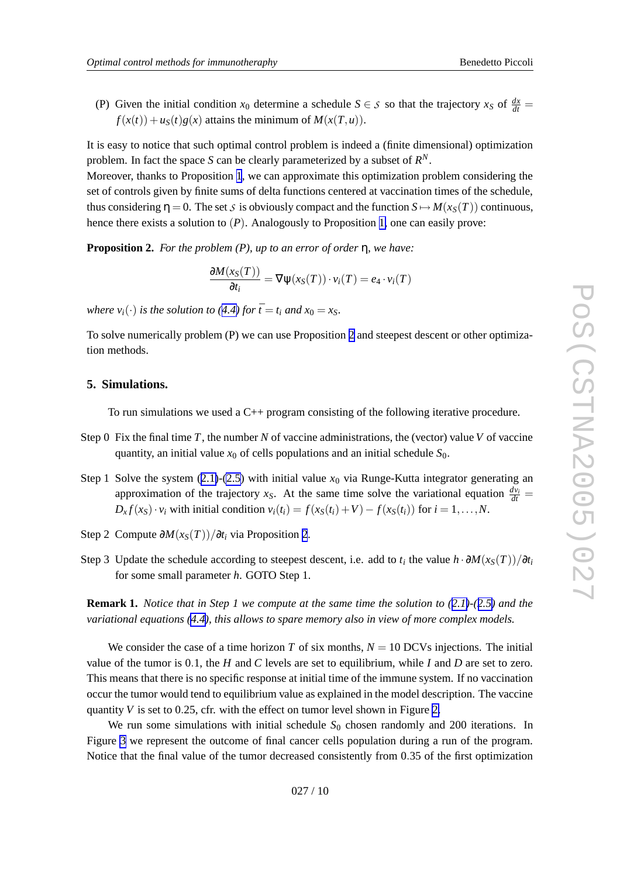(P) Given the initial condition $x_0$ determine a schedule $S \in \mathcal{S}$ so that the trajectory $x_S$ of $\frac{dx}{dt} = f(x(t)) + u_S(t)g(x)$ attains the minimum of $M(x(T,u))$.

It is easy to notice that such optimal control problem is indeed a (finite dimensional) optimization problem. In fact the space $S$ can be clearly parameterized by a subset of $R^N$.
Moreover, thanks to Proposition 1, we can approximate this optimization problem considering the set of controls given by finite sums of delta functions centered at vaccination times of the schedule, thus considering $\eta = 0$. The set $\mathcal{S}$ is obviously compact and the function $S \mapsto M(x_S(T))$ continuous, hence there exists a solution to $(P)$. Analogously to Proposition 1, one can easily prove:

**Proposition 2.** *For the problem (P), up to an error of order $\eta$, we have:*

$$\frac{\partial M(x_S(T))}{\partial t_i} = \nabla \psi(x_S(T)) \cdot v_i(T) = e_4 \cdot v_i(T)$$

*where $v_i(\cdot)$ is the solution to (4.4) for $\bar{t} = t_i$ and $x_0 = x_S$.*

To solve numerically problem (P) we can use Proposition 2 and steepest descent or other optimization methods.

## 5. Simulations.

To run simulations we used a C++ program consisting of the following iterative procedure.

Step 0 Fix the final time $T$, the number $N$ of vaccine administrations, the (vector) value $V$ of vaccine quantity, an initial value $x_0$ of cells populations and an initial schedule $S_0$.

Step 1 Solve the system (2.1)-(2.5) with initial value $x_0$ via Runge-Kutta integrator generating an approximation of the trajectory $x_S$. At the same time solve the variational equation $\frac{dv_i}{dt} = D_x f(x_S) \cdot v_i$ with initial condition $v_i(t_i) = f(x_S(t_i) + V) - f(x_S(t_i))$ for $i = 1, \ldots, N$.

Step 2 Compute $\partial M(x_S(T))/\partial t_i$ via Proposition 2.

Step 3 Update the schedule according to steepest descent, i.e. add to $t_i$ the value $h \cdot \partial M(x_S(T))/\partial t_i$ for some small parameter $h$. GOTO Step 1.

**Remark 1.** *Notice that in Step 1 we compute at the same time the solution to (2.1)-(2.5) and the variational equations (4.4), this allows to spare memory also in view of more complex models.*

We consider the case of a time horizon $T$ of six months, $N = 10$ DCVs injections. The initial value of the tumor is 0.1, the $H$ and $C$ levels are set to equilibrium, while $I$ and $D$ are set to zero. This means that there is no specific response at initial time of the immune system. If no vaccination occur the tumor would tend to equilibrium value as explained in the model description. The vaccine quantity $V$ is set to 0.25, cfr. with the effect on tumor level shown in Figure 2.

We run some simulations with initial schedule $S_0$ chosen randomly and 200 iterations. In Figure 3 we represent the outcome of final cancer cells population during a run of the program. Notice that the final value of the tumor decreased consistently from 0.35 of the first optimization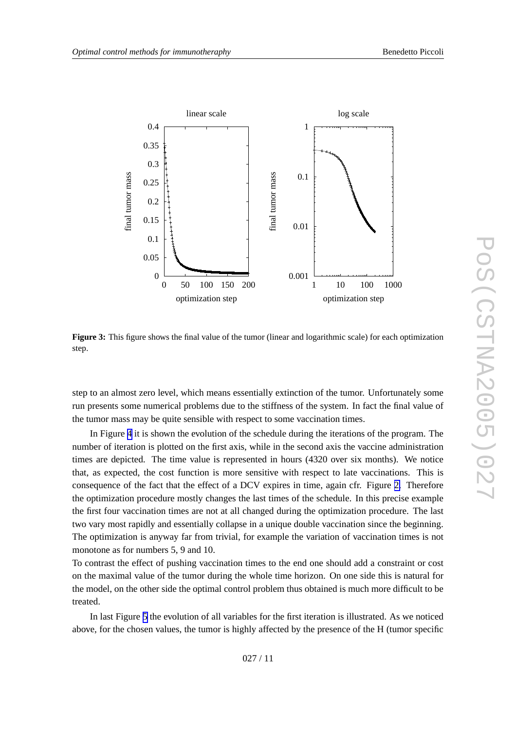**Figure 3:** This figure shows the final value of the tumor (linear and logarithmic scale) for each optimization step.

step to an almost zero level, which means essentially extinction of the tumor. Unfortunately some run presents some numerical problems due to the stiffness of the system. In fact the final value of the tumor mass may be quite sensible with respect to some vaccination times.

In Figure 4 it is shown the evolution of the schedule during the iterations of the program. The number of iteration is plotted on the first axis, while in the second axis the vaccine administration times are depicted. The time value is represented in hours (4320 over six months). We notice that, as expected, the cost function is more sensitive with respect to late vaccinations. This is consequence of the fact that the effect of a DCV expires in time, again cfr. Figure 2. Therefore the optimization procedure mostly changes the last times of the schedule. In this precise example the first four vaccination times are not at all changed during the optimization procedure. The last two vary most rapidly and essentially collapse in a unique double vaccination since the beginning. The optimization is anyway far from trivial, for example the variation of vaccination times is not monotone as for numbers 5, 9 and 10.

To contrast the effect of pushing vaccination times to the end one should add a constraint or cost on the maximal value of the tumor during the whole time horizon. On one side this is natural for the model, on the other side the optimal control problem thus obtained is much more difficult to be treated.

In last Figure 5 the evolution of all variables for the first iteration is illustrated. As we noticed above, for the chosen values, the tumor is highly affected by the presence of the H (tumor specific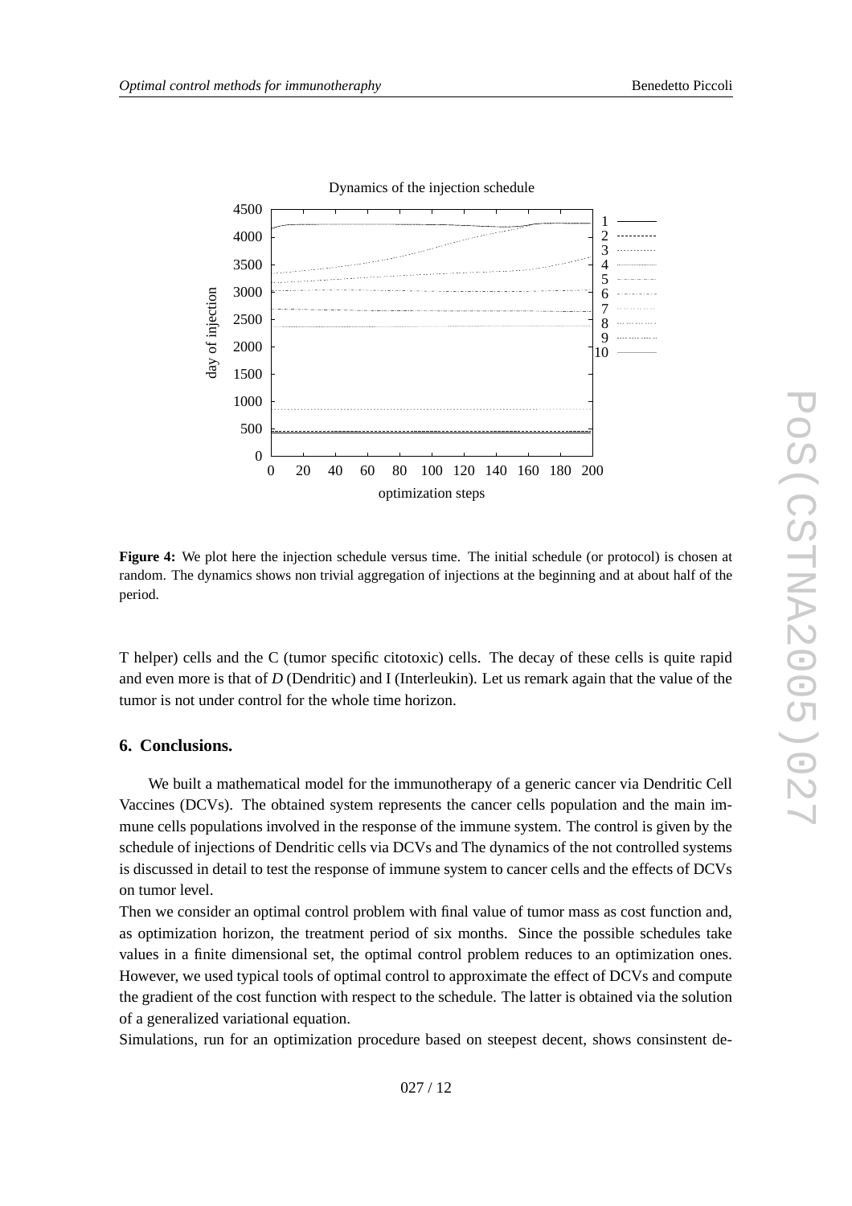**Figure 4:** We plot here the injection schedule versus time. The initial schedule (or protocol) is chosen at random. The dynamics shows non trivial aggregation of injections at the beginning and at about half of the period.

T helper) cells and the C (tumor specific citotoxic) cells. The decay of these cells is quite rapid and even more is that of *D* (Dendritic) and I (Interleukin). Let us remark again that the value of the tumor is not under control for the whole time horizon.

## 6. Conclusions.

We built a mathematical model for the immunotherapy of a generic cancer via Dendritic Cell Vaccines (DCVs). The obtained system represents the cancer cells population and the main immune cells populations involved in the response of the immune system. The control is given by the schedule of injections of Dendritic cells via DCVs and The dynamics of the not controlled systems is discussed in detail to test the response of immune system to cancer cells and the effects of DCVs on tumor level.

Then we consider an optimal control problem with final value of tumor mass as cost function and, as optimization horizon, the treatment period of six months. Since the possible schedules take values in a finite dimensional set, the optimal control problem reduces to an optimization ones. However, we used typical tools of optimal control to approximate the effect of DCVs and compute the gradient of the cost function with respect to the schedule. The latter is obtained via the solution of a generalized variational equation.

Simulations, run for an optimization procedure based on steepest decent, shows consinstent de-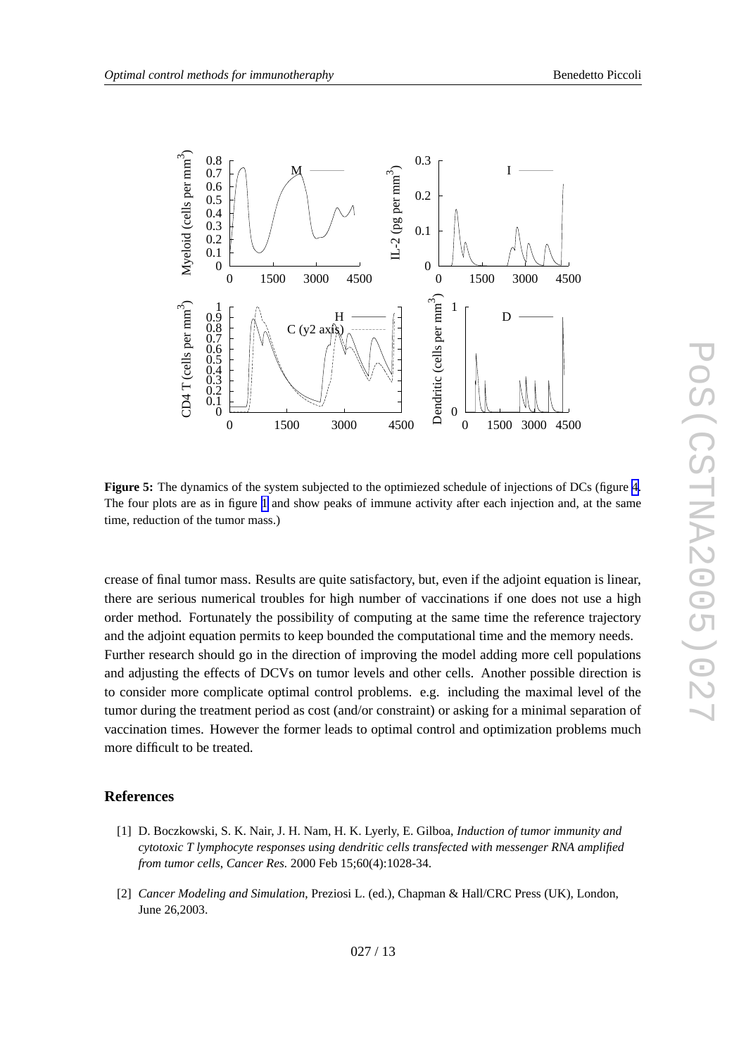**Figure 5:** The dynamics of the system subjected to the optimiezed schedule of injections of DCs (figure 4. The four plots are as in figure 1 and show peaks of immune activity after each injection and, at the same time, reduction of the tumor mass.)

crease of final tumor mass. Results are quite satisfactory, but, even if the adjoint equation is linear, there are serious numerical troubles for high number of vaccinations if one does not use a high order method. Fortunately the possibility of computing at the same time the reference trajectory and the adjoint equation permits to keep bounded the computational time and the memory needs.
Further research should go in the direction of improving the model adding more cell populations and adjusting the effects of DCVs on tumor levels and other cells. Another possible direction is to consider more complicate optimal control problems. e.g. including the maximal level of the tumor during the treatment period as cost (and/or constraint) or asking for a minimal separation of vaccination times. However the former leads to optimal control and optimization problems much more difficult to be treated.

## References

[1] D. Boczkowski, S. K. Nair, J. H. Nam, H. K. Lyerly, E. Gilboa, *Induction of tumor immunity and cytotoxic T lymphocyte responses using dendritic cells transfected with messenger RNA amplified from tumor cells*, *Cancer Res.* 2000 Feb 15;60(4):1028-34.

[2] *Cancer Modeling and Simulation*, Preziosi L. (ed.), Chapman & Hall/CRC Press (UK), London, June 26,2003.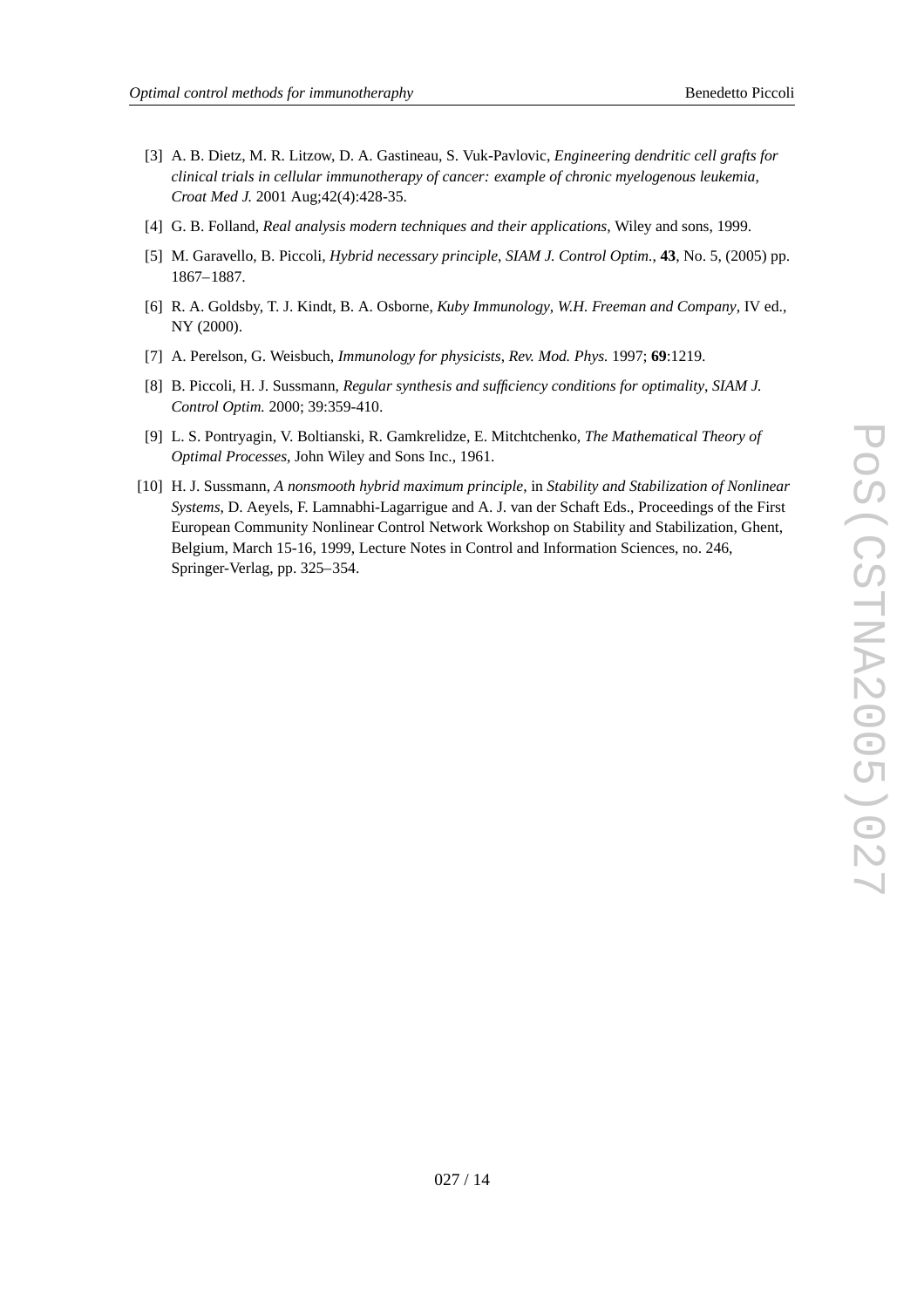[3] A. B. Dietz, M. R. Litzow, D. A. Gastineau, S. Vuk-Pavlovic, *Engineering dendritic cell grafts for clinical trials in cellular immunotherapy of cancer: example of chronic myelogenous leukemia*, *Croat Med J.* 2001 Aug;42(4):428-35.

[4] G. B. Folland, *Real analysis modern techniques and their applications*, Wiley and sons, 1999.

[5] M. Garavello, B. Piccoli, *Hybrid necessary principle*, *SIAM J. Control Optim.*, **43**, No. 5, (2005) pp. 1867–1887.

[6] R. A. Goldsby, T. J. Kindt, B. A. Osborne, *Kuby Immunology*, *W.H. Freeman and Company*, IV ed., NY (2000).

[7] A. Perelson, G. Weisbuch, *Immunology for physicists*, *Rev. Mod. Phys.* 1997; **69**:1219.

[8] B. Piccoli, H. J. Sussmann, *Regular synthesis and sufficiency conditions for optimality*, *SIAM J. Control Optim.* 2000; 39:359-410.

[9] L. S. Pontryagin, V. Boltianski, R. Gamkrelidze, E. Mitchtchenko, *The Mathematical Theory of Optimal Processes*, John Wiley and Sons Inc., 1961.

[10] H. J. Sussmann, *A nonsmooth hybrid maximum principle*, in *Stability and Stabilization of Nonlinear Systems*, D. Aeyels, F. Lamnabhi-Lagarrigue and A. J. van der Schaft Eds., Proceedings of the First European Community Nonlinear Control Network Workshop on Stability and Stabilization, Ghent, Belgium, March 15-16, 1999, Lecture Notes in Control and Information Sciences, no. 246, Springer-Verlag, pp. 325–354.